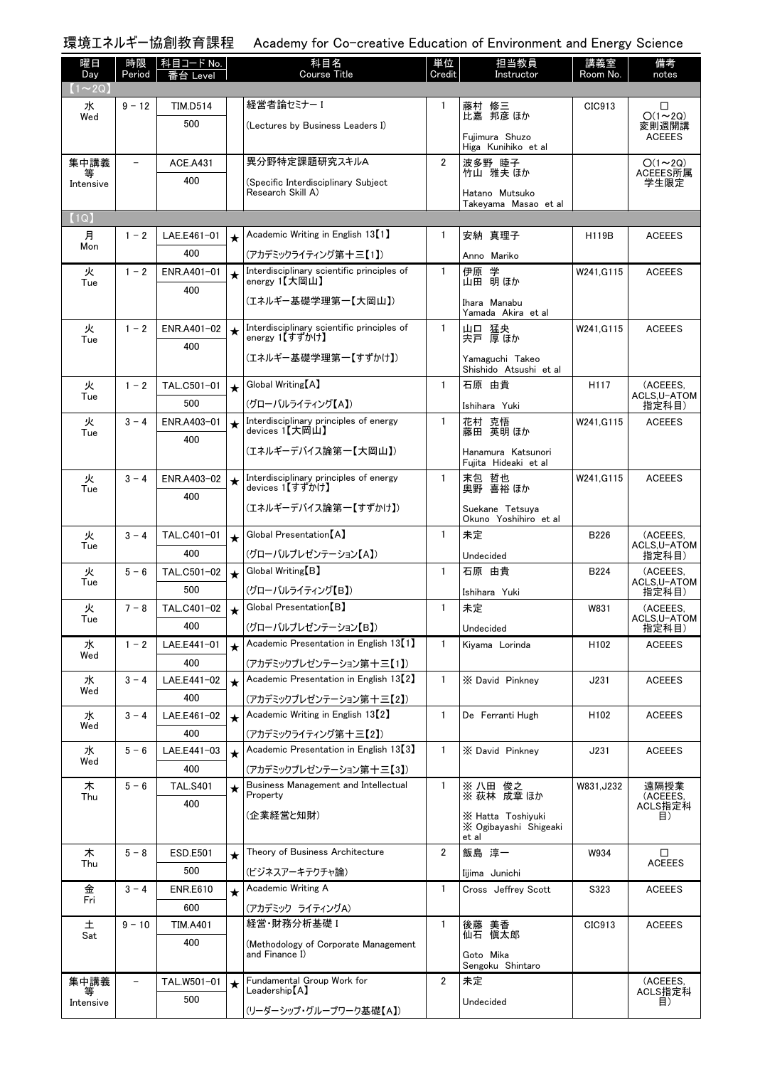# 環境エネルギー協創教育課程　Academy for Co-creative Education of Environment and Energy Science

| 曜日 Day | 時限 Period | 科目コード No. 番台 Level | | 科目名 Course Title | 単位 Credit | 担当教員 Instructor | 講義室 Room No. | 備考 notes |
|---|---|---|---|---|---|---|---|---|
| 【1～2Q】 | | | | | | | | |
| 水 Wed | 9 - 12 | TIM.D514 500 | | 経営者論セミナーⅠ (Lectures by Business Leaders Ⅰ) | 1 | 藤村 修三 比嘉 邦彦 ほか Fujimura Shuzo Higa Kunihiko et al | CIC913 | □ ○(1～2Q) 変則週開講 ACEEES |
| 集中講義等 Intensive | - | ACE.A431 400 | | 異分野特定課題研究スキルA (Specific Interdisciplinary Subject Research Skill A) | 2 | 波多野 睦子 竹山 雅夫 ほか Hatano Mutsuko Takeyama Masao et al | | ○(1～2Q) ACEEES所属学生限定 |
| 【1Q】 | | | | | | | | |
| 月 Mon | 1 - 2 | LAE.E461-01 400 | ★ | Academic Writing in English 13【1】 (アカデミックライティング第十三【1】) | 1 | 安納 真理子 Anno Mariko | H119B | ACEEES |
| 火 Tue | 1 - 2 | ENR.A401-01 400 | ★ | Interdisciplinary scientific principles of energy 1【大岡山】 (エネルギー基礎学理第一【大岡山】) | 1 | 伊原 学 山田 明 ほか Ihara Manabu Yamada Akira et al | W241,G115 | ACEEES |
| 火 Tue | 1 - 2 | ENR.A401-02 400 | ★ | Interdisciplinary scientific principles of energy 1【すずかけ】 (エネルギー基礎学理第一【すずかけ】) | 1 | 山口 猛央 宍戸 厚 ほか Yamaguchi Takeo Shishido Atsushi et al | W241,G115 | ACEEES |
| 火 Tue | 1 - 2 | TAL.C501-01 500 | ★ | Global Writing【A】 (グローバルライティング【A】) | 1 | 石原 由貴 Ishihara Yuki | H117 | (ACEEES, ACLS,U-ATOM指定科目) |
| 火 Tue | 3 - 4 | ENR.A403-01 400 | ★ | Interdisciplinary principles of energy devices 1【大岡山】 (エネルギーデバイス論第一【大岡山】) | 1 | 花村 克悟 藤田 英明 ほか Hanamura Katsunori Fujita Hideaki et al | W241,G115 | ACEEES |
| 火 Tue | 3 - 4 | ENR.A403-02 400 | ★ | Interdisciplinary principles of energy devices 1【すずかけ】 (エネルギーデバイス論第一【すずかけ】) | 1 | 末包 哲也 奥野 喜裕 ほか Suekane Tetsuya Okuno Yoshihiro et al | W241,G115 | ACEEES |
| 火 Tue | 3 - 4 | TAL.C401-01 400 | ★ | Global Presentation【A】 (グローバルプレゼンテーション【A】) | 1 | 未定 Undecided | B226 | (ACEEES, ACLS,U-ATOM指定科目) |
| 火 Tue | 5 - 6 | TAL.C501-02 500 | ★ | Global Writing【B】 (グローバルライティング【B】) | 1 | 石原 由貴 Ishihara Yuki | B224 | (ACEEES, ACLS,U-ATOM指定科目) |
| 火 Tue | 7 - 8 | TAL.C401-02 400 | ★ | Global Presentation【B】 (グローバルプレゼンテーション【B】) | 1 | 未定 Undecided | W831 | (ACEEES, ACLS,U-ATOM指定科目) |
| 水 Wed | 1 - 2 | LAE.E441-01 400 | ★ | Academic Presentation in English 13【1】 (アカデミックプレゼンテーション第十三【1】) | 1 | Kiyama Lorinda | H102 | ACEEES |
| 水 Wed | 3 - 4 | LAE.E441-02 400 | ★ | Academic Presentation in English 13【2】 (アカデミックプレゼンテーション第十三【2】) | 1 | ※ David Pinkney | J231 | ACEEES |
| 水 Wed | 3 - 4 | LAE.E461-02 400 | ★ | Academic Writing in English 13【2】 (アカデミックライティング第十三【2】) | 1 | De Ferranti Hugh | H102 | ACEEES |
| 水 Wed | 5 - 6 | LAE.E441-03 400 | ★ | Academic Presentation in English 13【3】 (アカデミックプレゼンテーション第十三【3】) | 1 | ※ David Pinkney | J231 | ACEEES |
| 木 Thu | 5 - 6 | TAL.S401 400 | ★ | Business Management and Intellectual Property (企業経営と知財) | 1 | ※ 八田 俊之 ※ 荻林 成章 ほか ※ Hatta Toshiyuki ※ Ogibayashi Shigeaki et al | W831,J232 | 遠隔授業 (ACEEES, ACLS指定科目) |
| 木 Thu | 5 - 8 | ESD.E501 500 | ★ | Theory of Business Architecture (ビジネスアーキテクチャ論) | 2 | 飯島 淳一 Iijima Junichi | W934 | □ ACEEES |
| 金 Fri | 3 - 4 | ENR.E610 600 | ★ | Academic Writing A (アカデミック ライティングA) | 1 | Cross Jeffrey Scott | S323 | ACEEES |
| 土 Sat | 9 - 10 | TIM.A401 400 | | 経営・財務分析基礎Ⅰ (Methodology of Corporate Management and Finance Ⅰ) | 1 | 後藤 美香 仙石 慎太郎 Goto Mika Sengoku Shintaro | CIC913 | ACEEES |
| 集中講義等 Intensive | - | TAL.W501-01 500 | ★ | Fundamental Group Work for Leadership【A】 (リーダーシップ・グループワーク基礎【A】) | 2 | 未定 Undecided | | (ACEEES, ACLS指定科目) |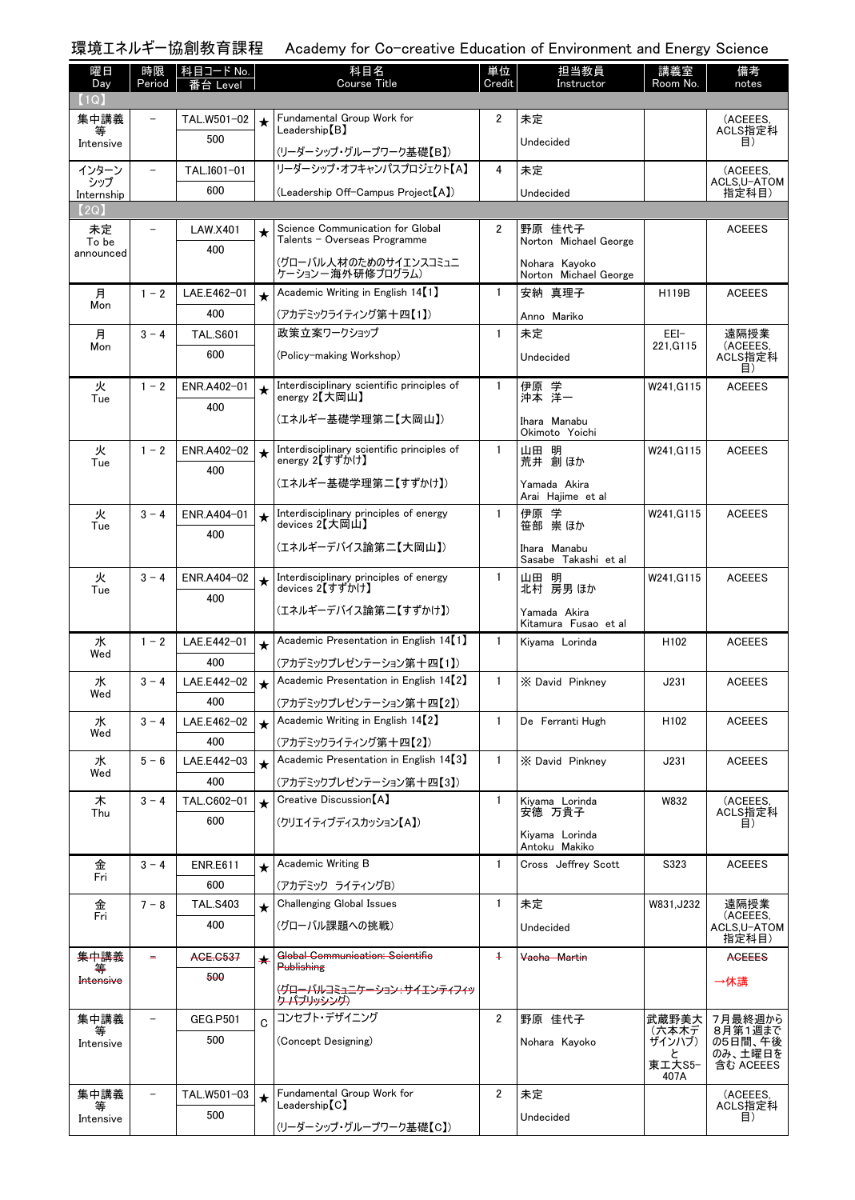# 環境エネルギー協創教育課程　Academy for Co-creative Education of Environment and Energy Science

| 曜日 Day | 時限 Period | 科目コード No. 番台 Level | | 科目名 Course Title | 単位 Credit | 担当教員 Instructor | 講義室 Room No. | 備考 notes |
|---|---|---|---|---|---|---|---|---|
| 【1Q】 | | | | | | | | |
| 集中講義等 Intensive | － | TAL.W501-02 500 | ★ | Fundamental Group Work for Leadership【B】 (リーダーシップ・グループワーク基礎【B】) | 2 | 未定 Undecided | | (ACEEES, ACLS指定科目) |
| インターンシップ Internship | － | TAL.I601-01 600 | | リーダーシップ・オフキャンパスプロジェクト【A】 (Leadership Off-Campus Project【A】) | 4 | 未定 Undecided | | (ACEEES, ACLS,U-ATOM指定科目) |
| 【2Q】 | | | | | | | | |
| 未定 To be announced | － | LAW.X401 400 | ★ | Science Communication for Global Talents - Overseas Programme (グローバル人材のためのサイエンスコミュニケーション－海外研修プログラム) | 2 | 野原 佳代子 Norton Michael George Nohara Kayoko Norton Michael George | | ACEEES |
| 月 Mon | 1－2 | LAE.E462-01 400 | ★ | Academic Writing in English 14【1】 (アカデミックライティング第十四【1】) | 1 | 安納 真理子 Anno Mariko | H119B | ACEEES |
| 月 Mon | 3－4 | TAL.S601 600 | | 政策立案ワークショップ (Policy-making Workshop) | 1 | 未定 Undecided | EEI-221,G115 | 遠隔授業 (ACEEES, ACLS指定科目) |
| 火 Tue | 1－2 | ENR.A402-01 400 | ★ | Interdisciplinary scientific principles of energy 2【大岡山】 (エネルギー基礎学理第二【大岡山】) | 1 | 伊原 学 沖本 洋一 Ihara Manabu Okimoto Yoichi | W241,G115 | ACEEES |
| 火 Tue | 1－2 | ENR.A402-02 400 | ★ | Interdisciplinary scientific principles of energy 2【すずかけ】 (エネルギー基礎学理第二【すずかけ】) | 1 | 山田 明 荒井 創 ほか Yamada Akira Arai Hajime et al | W241,G115 | ACEEES |
| 火 Tue | 3－4 | ENR.A404-01 400 | ★ | Interdisciplinary principles of energy devices 2【大岡山】 (エネルギーデバイス論第二【大岡山】) | 1 | 伊原 学 笹部 崇 ほか Ihara Manabu Sasabe Takashi et al | W241,G115 | ACEEES |
| 火 Tue | 3－4 | ENR.A404-02 400 | ★ | Interdisciplinary principles of energy devices 2【すずかけ】 (エネルギーデバイス論第二【すずかけ】) | 1 | 山田 明 北村 房男 ほか Yamada Akira Kitamura Fusao et al | W241,G115 | ACEEES |
| 水 Wed | 1－2 | LAE.E442-01 400 | ★ | Academic Presentation in English 14【1】 (アカデミックプレゼンテーション第十四【1】) | 1 | Kiyama Lorinda | H102 | ACEEES |
| 水 Wed | 3－4 | LAE.E442-02 400 | ★ | Academic Presentation in English 14【2】 (アカデミックプレゼンテーション第十四【2】) | 1 | ※ David Pinkney | J231 | ACEEES |
| 水 Wed | 3－4 | LAE.E462-02 400 | ★ | Academic Writing in English 14【2】 (アカデミックライティング第十四【2】) | 1 | De Ferranti Hugh | H102 | ACEEES |
| 水 Wed | 5－6 | LAE.E442-03 400 | ★ | Academic Presentation in English 14【3】 (アカデミックプレゼンテーション第十四【3】) | 1 | ※ David Pinkney | J231 | ACEEES |
| 木 Thu | 3－4 | TAL.C602-01 600 | ★ | Creative Discussion【A】 (クリエイティブディスカッション【A】) | 1 | Kiyama Lorinda 安徳 万貴子 Kiyama Lorinda Antoku Makiko | W832 | (ACEEES, ACLS指定科目) |
| 金 Fri | 3－4 | ENR.E611 600 | ★ | Academic Writing B (アカデミック ライティングB) | 1 | Cross Jeffrey Scott | S323 | ACEEES |
| 金 Fri | 7－8 | TAL.S403 400 | ★ | Challenging Global Issues (グローバル課題への挑戦) | 1 | 未定 Undecided | W831,J232 | 遠隔授業 (ACEEES, ACLS,U-ATOM指定科目) |
| ~~集中講義等 Intensive~~ | ~~－~~ | ~~ACE.C537 500~~ | ★ | ~~Global Communication: Scientific Publishing (グローバルコミュニケーション：サイエンティフィック パブリッシング)~~ | ~~1~~ | ~~Vacha Martin~~ | | ~~ACEEES~~ →休講 |
| 集中講義等 Intensive | － | GEG.P501 500 | C | コンセプト・デザイニング (Concept Designing) | 2 | 野原 佳代子 Nohara Kayoko | 武蔵野美大(六本木デザインハブ)と東工大S5-407A | 7月最終週から8月第1週までの5日間、午後のみ、土曜日を含む ACEEES |
| 集中講義等 Intensive | － | TAL.W501-03 500 | ★ | Fundamental Group Work for Leadership【C】 (リーダーシップ・グループワーク基礎【C】) | 2 | 未定 Undecided | | (ACEEES, ACLS指定科目) |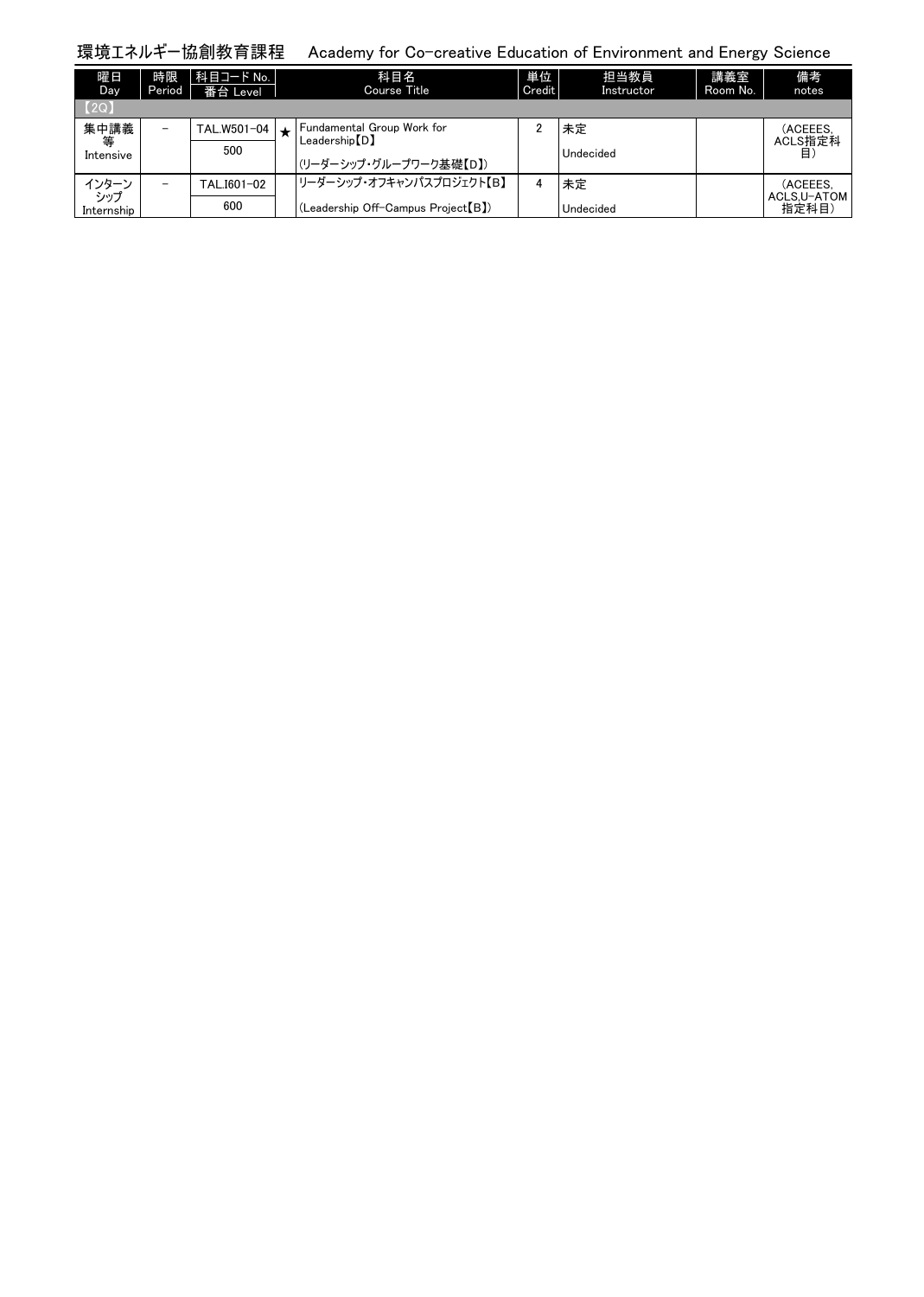# 環境エネルギー協創教育課程　Academy for Co-creative Education of Environment and Energy Science

| 曜日 Day | 時限 Period | 科目コード No. 番台 Level | | 科目名 Course Title | 単位 Credit | 担当教員 Instructor | 講義室 Room No. | 備考 notes |
|---|---|---|---|---|---|---|---|---|
| 【2Q】 | | | | | | | | |
| 集中講義等 Intensive | － | TAL.W501-04 500 | ★ | Fundamental Group Work for Leadership【D】 (リーダーシップ・グループワーク基礎【D】) | 2 | 未定 Undecided | | (ACEEES, ACLS指定科目) |
| インターンシップ Internship | － | TAL.I601-02 600 | | リーダーシップ・オフキャンパスプロジェクト【B】 (Leadership Off-Campus Project【B】) | 4 | 未定 Undecided | | (ACEEES, ACLS,U-ATOM指定科目) |